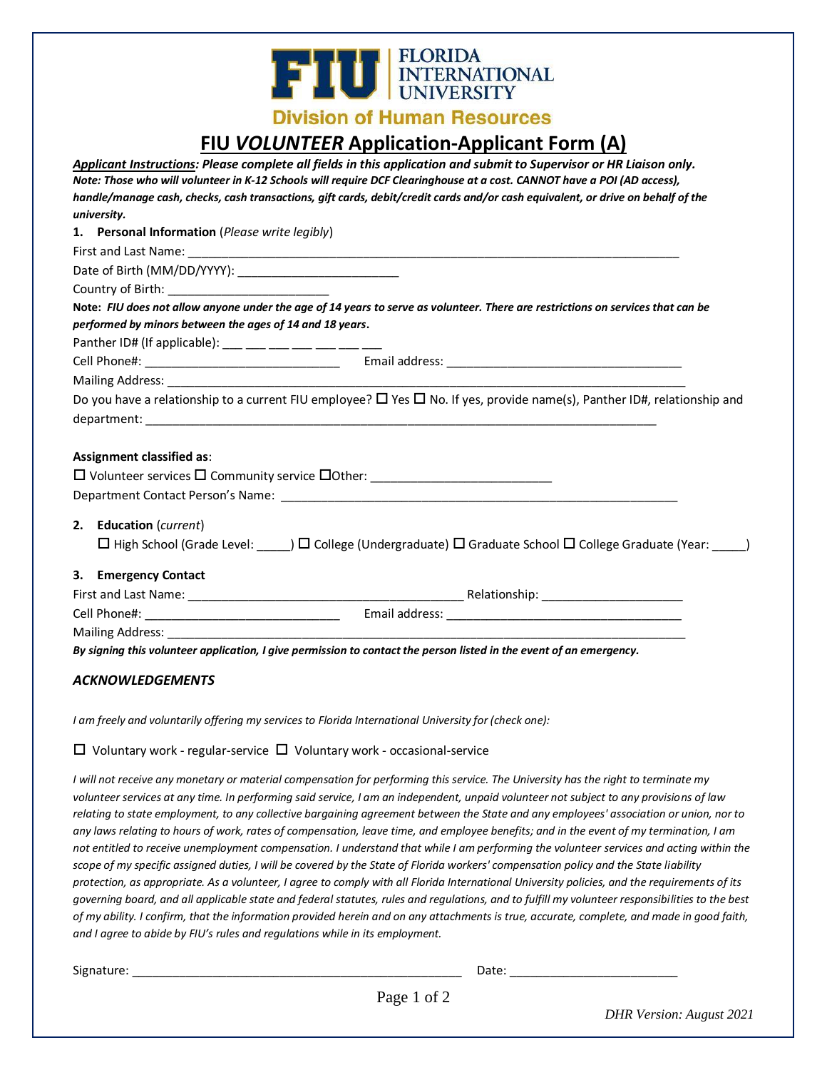FLORIDA INTERNATIONAL UNIVERSITY

**Division of Human Resources**

# FIU *VOLUNTEER* Application-Applicant Form (A)

***Applicant Instructions*: Please complete all fields in this application and submit to Supervisor or HR Liaison only.**
***Note: Those who will volunteer in K-12 Schools will require DCF Clearinghouse at a cost. CANNOT have a POI (AD access), handle/manage cash, checks, cash transactions, gift cards, debit/credit cards and/or cash equivalent, or drive on behalf of the university.***

**1. Personal Information** (*Please write legibly*)

First and Last Name: ____________________________________________________________________________

Date of Birth (MM/DD/YYYY): ________________________

Country of Birth: ________________________

**Note:** ***FIU does not allow anyone under the age of 14 years to serve as volunteer. There are restrictions on services that can be performed by minors between the ages of 14 and 18 years.***

Panther ID# (If applicable): ___ ___ ___ ___ ___ ___ ___

Cell Phone#: _____________________________ Email address: ___________________________________

Mailing Address: ______________________________________________________________________________

Do you have a relationship to a current FIU employee? ☐ Yes ☐ No. If yes, provide name(s), Panther ID#, relationship and department: _____________________________________________________________________________

**Assignment classified as**:

☐ Volunteer services ☐ Community service ☐Other: ___________________________

Department Contact Person's Name: ____________________________________________________________

**2. Education** (*current*)

☐ High School (Grade Level: _____) ☐ College (Undergraduate) ☐ Graduate School ☐ College Graduate (Year: _____)

**3. Emergency Contact**

First and Last Name: __________________________________________ Relationship: _____________________

Cell Phone#: _____________________________ Email address: ___________________________________

Mailing Address: ______________________________________________________________________________

***By signing this volunteer application, I give permission to contact the person listed in the event of an emergency.***

### *ACKNOWLEDGEMENTS*

*I am freely and voluntarily offering my services to Florida International University for (check one):*

☐ Voluntary work - regular-service ☐ Voluntary work - occasional-service

*I will not receive any monetary or material compensation for performing this service. The University has the right to terminate my volunteer services at any time. In performing said service, I am an independent, unpaid volunteer not subject to any provisions of law relating to state employment, to any collective bargaining agreement between the State and any employees' association or union, nor to any laws relating to hours of work, rates of compensation, leave time, and employee benefits; and in the event of my termination, I am not entitled to receive unemployment compensation. I understand that while I am performing the volunteer services and acting within the scope of my specific assigned duties, I will be covered by the State of Florida workers' compensation policy and the State liability protection, as appropriate. As a volunteer, I agree to comply with all Florida International University policies, and the requirements of its governing board, and all applicable state and federal statutes, rules and regulations, and to fulfill my volunteer responsibilities to the best of my ability. I confirm, that the information provided herein and on any attachments is true, accurate, complete, and made in good faith, and I agree to abide by FIU's rules and regulations while in its employment.*

Signature: __________________________________________________ Date: _________________________

*DHR Version: August 2021*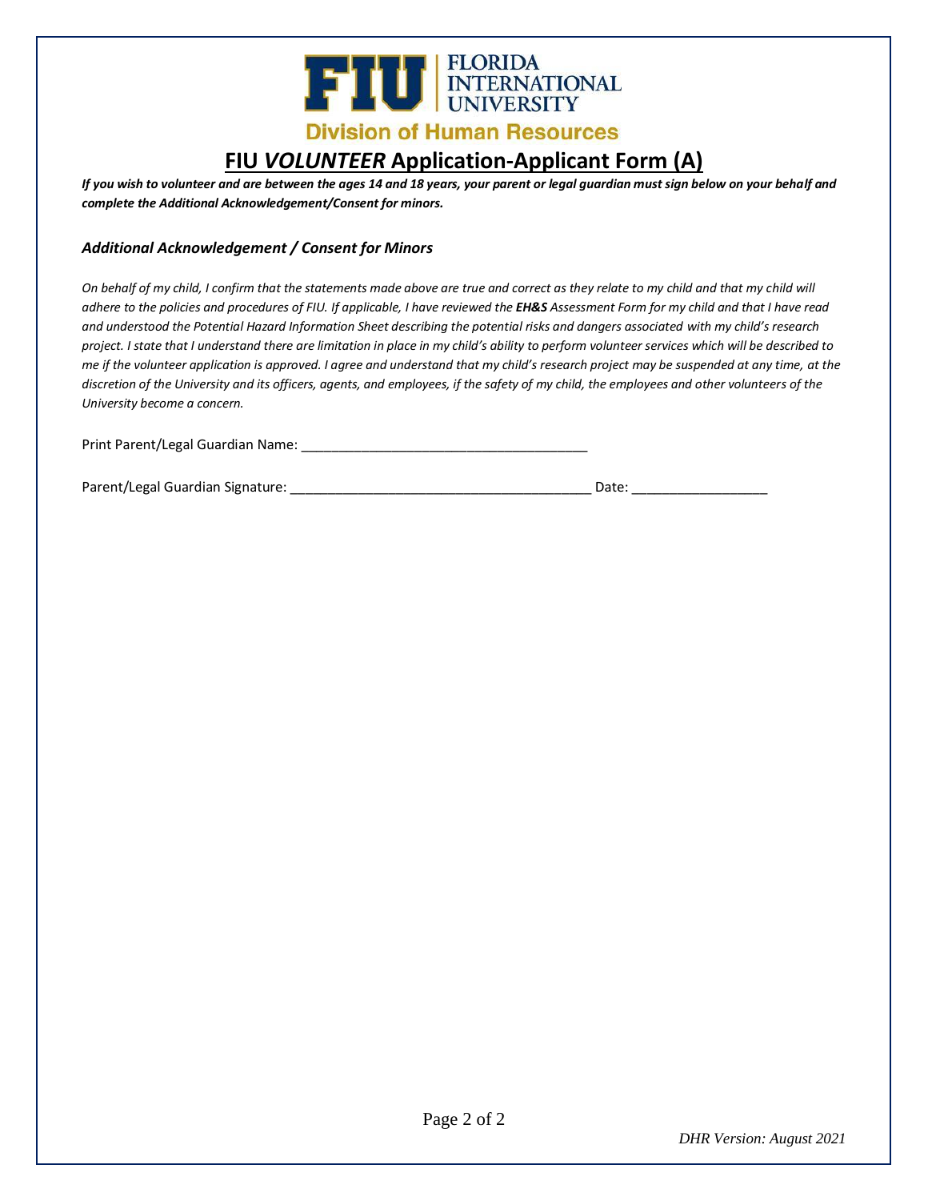FLORIDA INTERNATIONAL UNIVERSITY

Division of Human Resources

# FIU *VOLUNTEER* Application-Applicant Form (A)

***If you wish to volunteer and are between the ages 14 and 18 years, your parent or legal guardian must sign below on your behalf and complete the Additional Acknowledgement/Consent for minors.***

### *Additional Acknowledgement / Consent for Minors*

*On behalf of my child, I confirm that the statements made above are true and correct as they relate to my child and that my child will adhere to the policies and procedures of FIU. If applicable, I have reviewed the **EH&S** Assessment Form for my child and that I have read and understood the Potential Hazard Information Sheet describing the potential risks and dangers associated with my child's research project. I state that I understand there are limitation in place in my child's ability to perform volunteer services which will be described to me if the volunteer application is approved. I agree and understand that my child's research project may be suspended at any time, at the discretion of the University and its officers, agents, and employees, if the safety of my child, the employees and other volunteers of the University become a concern.*

Print Parent/Legal Guardian Name: ______________________________________

Parent/Legal Guardian Signature: ________________________________________ Date: __________________

*DHR Version: August 2021*